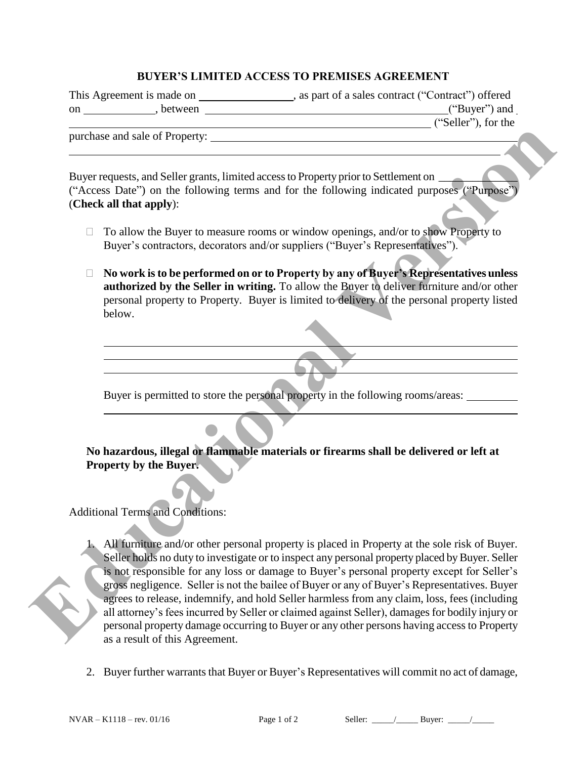# BUYER'S LIMITED ACCESS TO PREMISES AGREEMENT

This Agreement is made on ________________, as part of a sales contract ("Contract") offered on ____________, between ________________________________________("Buyer") and ____________________________________________ ("Seller"), for the purchase and sale of Property: ______________________________________________
______________________________________________________________________

Buyer requests, and Seller grants, limited access to Property prior to Settlement on ____________ ("Access Date") on the following terms and for the following indicated purposes ("Purpose") (**Check all that apply**):

- ☐ To allow the Buyer to measure rooms or window openings, and/or to show Property to Buyer's contractors, decorators and/or suppliers ("Buyer's Representatives").

- ☐ **No work is to be performed on or to Property by any of Buyer's Representatives unless authorized by the Seller in writing.** To allow the Buyer to deliver furniture and/or other personal property to Property. Buyer is limited to delivery of the personal property listed below.

  ______________________________________________________________________
  ______________________________________________________________________
  ______________________________________________________________________

  Buyer is permitted to store the personal property in the following rooms/areas: _________
  ______________________________________________________________________

**No hazardous, illegal or flammable materials or firearms shall be delivered or left at Property by the Buyer.**

Additional Terms and Conditions:

1. All furniture and/or other personal property is placed in Property at the sole risk of Buyer. Seller holds no duty to investigate or to inspect any personal property placed by Buyer. Seller is not responsible for any loss or damage to Buyer's personal property except for Seller's gross negligence. Seller is not the bailee of Buyer or any of Buyer's Representatives. Buyer agrees to release, indemnify, and hold Seller harmless from any claim, loss, fees (including all attorney's fees incurred by Seller or claimed against Seller), damages for bodily injury or personal property damage occurring to Buyer or any other persons having access to Property as a result of this Agreement.

2. Buyer further warrants that Buyer or Buyer's Representatives will commit no act of damage,

NVAR – K1118 – rev. 01/16 Seller: _____/_____ Buyer: _____/_____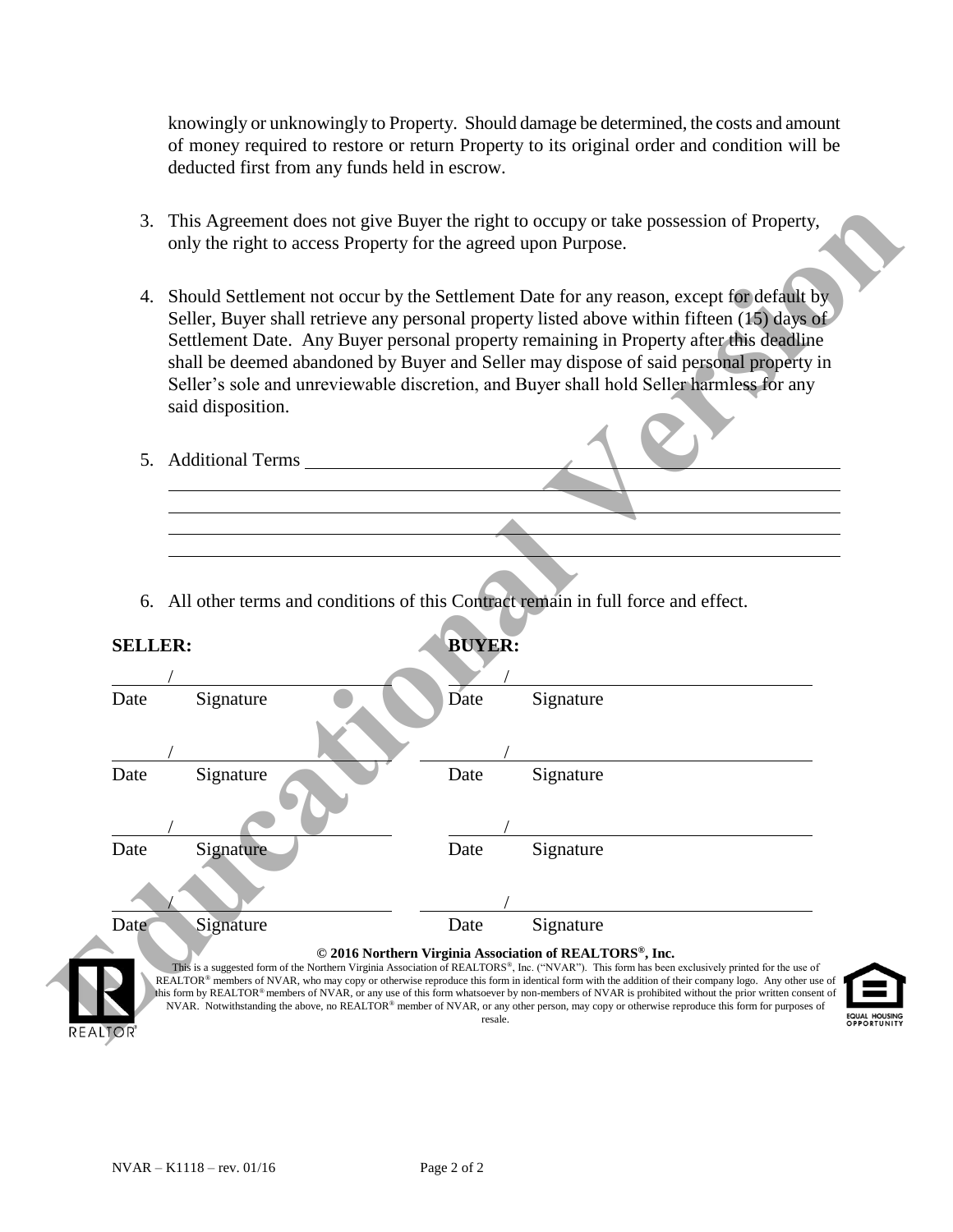knowingly or unknowingly to Property. Should damage be determined, the costs and amount of money required to restore or return Property to its original order and condition will be deducted first from any funds held in escrow.

3. This Agreement does not give Buyer the right to occupy or take possession of Property, only the right to access Property for the agreed upon Purpose.

4. Should Settlement not occur by the Settlement Date for any reason, except for default by Seller, Buyer shall retrieve any personal property listed above within fifteen (15) days of Settlement Date. Any Buyer personal property remaining in Property after this deadline shall be deemed abandoned by Buyer and Seller may dispose of said personal property in Seller's sole and unreviewable discretion, and Buyer shall hold Seller harmless for any said disposition.

5. Additional Terms ______________________________________________________________

______________________________________________________________

______________________________________________________________

______________________________________________________________

______________________________________________________________

6. All other terms and conditions of this Contract remain in full force and effect.

| **SELLER:** | | **BUYER:** | |
|---|---|---|---|
| ____/____ | ____________________ | ____/____ | ____________________ |
| Date | Signature | Date | Signature |
| ____/____ | ____________________ | ____/____ | ____________________ |
| Date | Signature | Date | Signature |
| ____/____ | ____________________ | ____/____ | ____________________ |
| Date | Signature | Date | Signature |
| ____/____ | ____________________ | ____/____ | ____________________ |
| Date | Signature | Date | Signature |

**© 2016 Northern Virginia Association of REALTORS®, Inc.**

This is a suggested form of the Northern Virginia Association of REALTORS®, Inc. ("NVAR"). This form has been exclusively printed for the use of REALTOR® members of NVAR, who may copy or otherwise reproduce this form in identical form with the addition of their company logo. Any other use of this form by REALTOR® members of NVAR, or any use of this form whatsoever by non-members of NVAR is prohibited without the prior written consent of NVAR. Notwithstanding the above, no REALTOR® member of NVAR, or any other person, may copy or otherwise reproduce this form for purposes of resale.

NVAR – K1118 – rev. 01/16